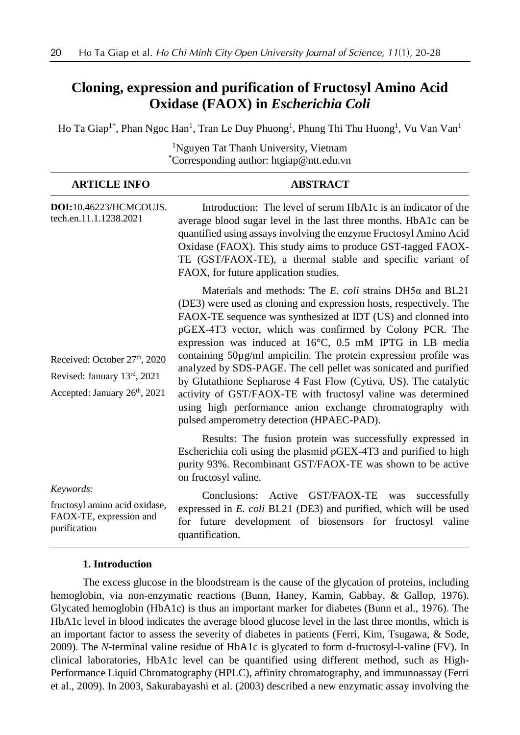# Cloning, expression and purification of Fructosyl Amino Acid Oxidase (FAOX) in *Escherichia Coli*

Ho Ta Giap[1*], Phan Ngoc Han[1], Tran Le Duy Phuong[1], Phung Thi Thu Huong[1], Vu Van Van[1]

[1]Nguyen Tat Thanh University, Vietnam
[*]Corresponding author: htgiap@ntt.edu.vn

**ARTICLE INFO**

**DOI:** 10.46223/HCMCOUJS.tech.en.11.1.1238.2021

Received: October 27[th], 2020

Revised: January 13[rd], 2021

Accepted: January 26[th], 2021

*Keywords:*

fructosyl amino acid oxidase, FAOX-TE, expression and purification

**ABSTRACT**

Introduction: The level of serum HbA1c is an indicator of the average blood sugar level in the last three months. HbA1c can be quantified using assays involving the enzyme Fructosyl Amino Acid Oxidase (FAOX). This study aims to produce GST-tagged FAOX-TE (GST/FAOX-TE), a thermal stable and specific variant of FAOX, for future application studies.

Materials and methods: The *E. coli* strains DH5α and BL21 (DE3) were used as cloning and expression hosts, respectively. The FAOX-TE sequence was synthesized at IDT (US) and clonned into pGEX-4T3 vector, which was confirmed by Colony PCR. The expression was induced at 16°C, 0.5 mM IPTG in LB media containing 50µg/ml ampicilin. The protein expression profile was analyzed by SDS-PAGE. The cell pellet was sonicated and purified by Glutathione Sepharose 4 Fast Flow (Cytiva, US). The catalytic activity of GST/FAOX-TE with fructosyl valine was determined using high performance anion exchange chromatography with pulsed amperometry detection (HPAEC-PAD).

Results: The fusion protein was successfully expressed in Escherichia coli using the plasmid pGEX-4T3 and purified to high purity 93%. Recombinant GST/FAOX-TE was shown to be active on fructosyl valine.

Conclusions: Active GST/FAOX-TE was successfully expressed in *E. coli* BL21 (DE3) and purified, which will be used for future development of biosensors for fructosyl valine quantification.

## 1. Introduction

The excess glucose in the bloodstream is the cause of the glycation of proteins, including hemoglobin, via non-enzymatic reactions (Bunn, Haney, Kamin, Gabbay, & Gallop, 1976). Glycated hemoglobin (HbA1c) is thus an important marker for diabetes (Bunn et al., 1976). The HbA1c level in blood indicates the average blood glucose level in the last three months, which is an important factor to assess the severity of diabetes in patients (Ferri, Kim, Tsugawa, & Sode, 2009). The *N*-terminal valine residue of HbA1c is glycated to form d-fructosyl-l-valine (FV). In clinical laboratories, HbA1c level can be quantified using different method, such as High-Performance Liquid Chromatography (HPLC), affinity chromatography, and immunoassay (Ferri et al., 2009). In 2003, Sakurabayashi et al. (2003) described a new enzymatic assay involving the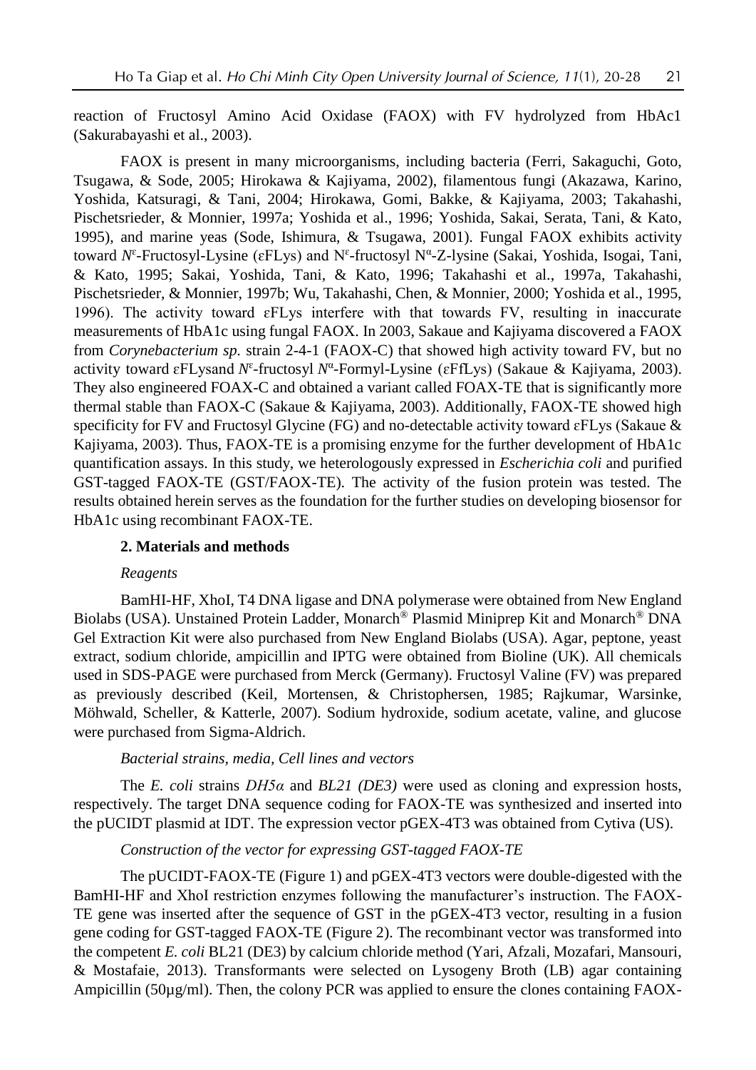reaction of Fructosyl Amino Acid Oxidase (FAOX) with FV hydrolyzed from HbAc1 (Sakurabayashi et al., 2003).

FAOX is present in many microorganisms, including bacteria (Ferri, Sakaguchi, Goto, Tsugawa, & Sode, 2005; Hirokawa & Kajiyama, 2002), filamentous fungi (Akazawa, Karino, Yoshida, Katsuragi, & Tani, 2004; Hirokawa, Gomi, Bakke, & Kajiyama, 2003; Takahashi, Pischetsrieder, & Monnier, 1997a; Yoshida et al., 1996; Yoshida, Sakai, Serata, Tani, & Kato, 1995), and marine yeas (Sode, Ishimura, & Tsugawa, 2001). Fungal FAOX exhibits activity toward $N^{\varepsilon}$-Fructosyl-Lysine (εFLys) and $N^{\varepsilon}$-fructosyl $N^{\alpha}$-Z-lysine (Sakai, Yoshida, Isogai, Tani, & Kato, 1995; Sakai, Yoshida, Tani, & Kato, 1996; Takahashi et al., 1997a, Takahashi, Pischetsrieder, & Monnier, 1997b; Wu, Takahashi, Chen, & Monnier, 2000; Yoshida et al., 1995, 1996). The activity toward εFLys interfere with that towards FV, resulting in inaccurate measurements of HbA1c using fungal FAOX. In 2003, Sakaue and Kajiyama discovered a FAOX from *Corynebacterium sp.* strain 2-4-1 (FAOX-C) that showed high activity toward FV, but no activity toward εFLysand $N^{\varepsilon}$-fructosyl $N^{\alpha}$-Formyl-Lysine (εFfLys) (Sakaue & Kajiyama, 2003). They also engineered FOAX-C and obtained a variant called FOAX-TE that is significantly more thermal stable than FAOX-C (Sakaue & Kajiyama, 2003). Additionally, FAOX-TE showed high specificity for FV and Fructosyl Glycine (FG) and no-detectable activity toward εFLys (Sakaue & Kajiyama, 2003). Thus, FAOX-TE is a promising enzyme for the further development of HbA1c quantification assays. In this study, we heterologously expressed in *Escherichia coli* and purified GST-tagged FAOX-TE (GST/FAOX-TE). The activity of the fusion protein was tested. The results obtained herein serves as the foundation for the further studies on developing biosensor for HbA1c using recombinant FAOX-TE.

## 2. Materials and methods

### *Reagents*

BamHI-HF, XhoI, T4 DNA ligase and DNA polymerase were obtained from New England Biolabs (USA). Unstained Protein Ladder, Monarch® Plasmid Miniprep Kit and Monarch® DNA Gel Extraction Kit were also purchased from New England Biolabs (USA). Agar, peptone, yeast extract, sodium chloride, ampicillin and IPTG were obtained from Bioline (UK). All chemicals used in SDS-PAGE were purchased from Merck (Germany). Fructosyl Valine (FV) was prepared as previously described (Keil, Mortensen, & Christophersen, 1985; Rajkumar, Warsinke, Möhwald, Scheller, & Katterle, 2007). Sodium hydroxide, sodium acetate, valine, and glucose were purchased from Sigma-Aldrich.

### *Bacterial strains, media, Cell lines and vectors*

The *E. coli* strains *DH5α* and *BL21 (DE3)* were used as cloning and expression hosts, respectively. The target DNA sequence coding for FAOX-TE was synthesized and inserted into the pUCIDT plasmid at IDT. The expression vector pGEX-4T3 was obtained from Cytiva (US).

### *Construction of the vector for expressing GST-tagged FAOX-TE*

The pUCIDT-FAOX-TE (Figure 1) and pGEX-4T3 vectors were double-digested with the BamHI-HF and XhoI restriction enzymes following the manufacturer's instruction. The FAOX-TE gene was inserted after the sequence of GST in the pGEX-4T3 vector, resulting in a fusion gene coding for GST-tagged FAOX-TE (Figure 2). The recombinant vector was transformed into the competent *E. coli* BL21 (DE3) by calcium chloride method (Yari, Afzali, Mozafari, Mansouri, & Mostafaie, 2013). Transformants were selected on Lysogeny Broth (LB) agar containing Ampicillin (50µg/ml). Then, the colony PCR was applied to ensure the clones containing FAOX-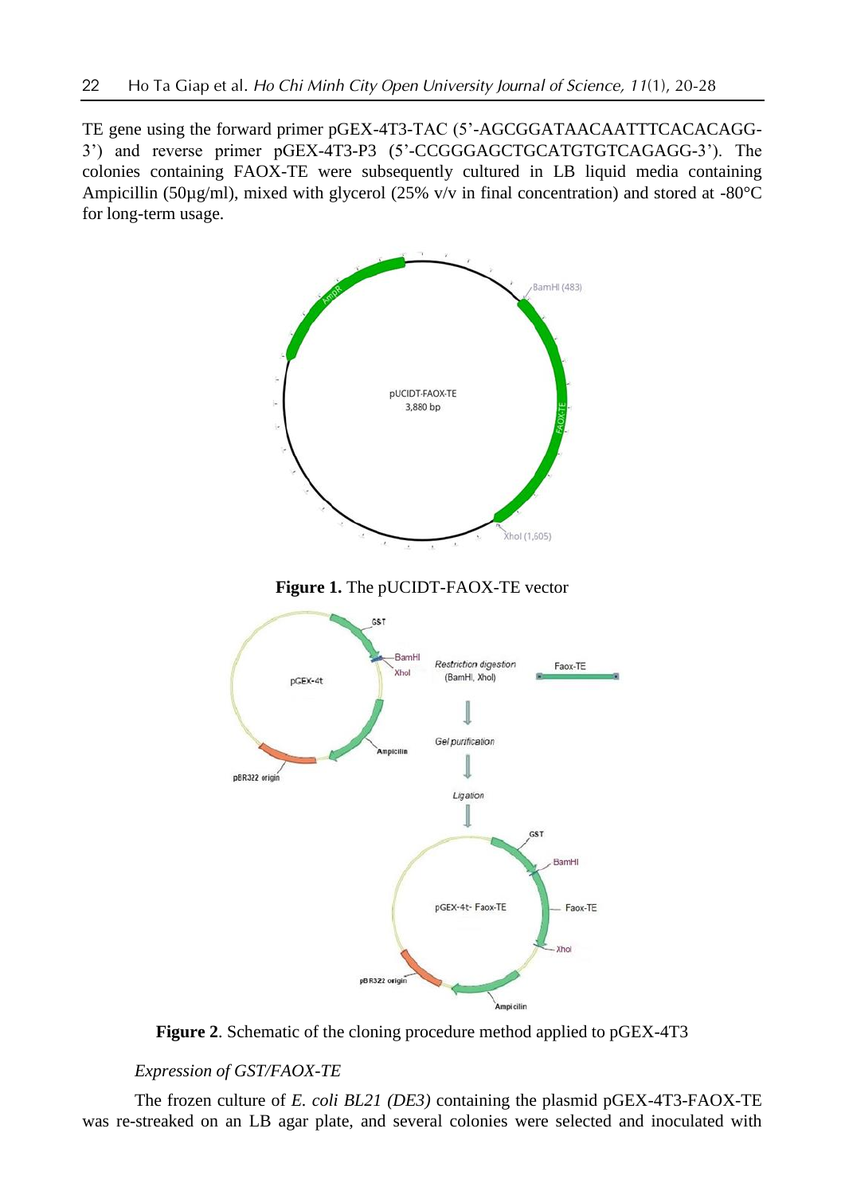TE gene using the forward primer pGEX-4T3-TAC (5'-AGCGGATAACAATTTCACACAGG-3') and reverse primer pGEX-4T3-P3 (5'-CCGGGAGCTGCATGTGTCAGAGG-3'). The colonies containing FAOX-TE were subsequently cultured in LB liquid media containing Ampicillin (50µg/ml), mixed with glycerol (25% v/v in final concentration) and stored at -80°C for long-term usage.

**Figure 1.** The pUCIDT-FAOX-TE vector

**Figure 2**. Schematic of the cloning procedure method applied to pGEX-4T3

*Expression of GST/FAOX-TE*

The frozen culture of *E. coli BL21 (DE3)* containing the plasmid pGEX-4T3-FAOX-TE was re-streaked on an LB agar plate, and several colonies were selected and inoculated with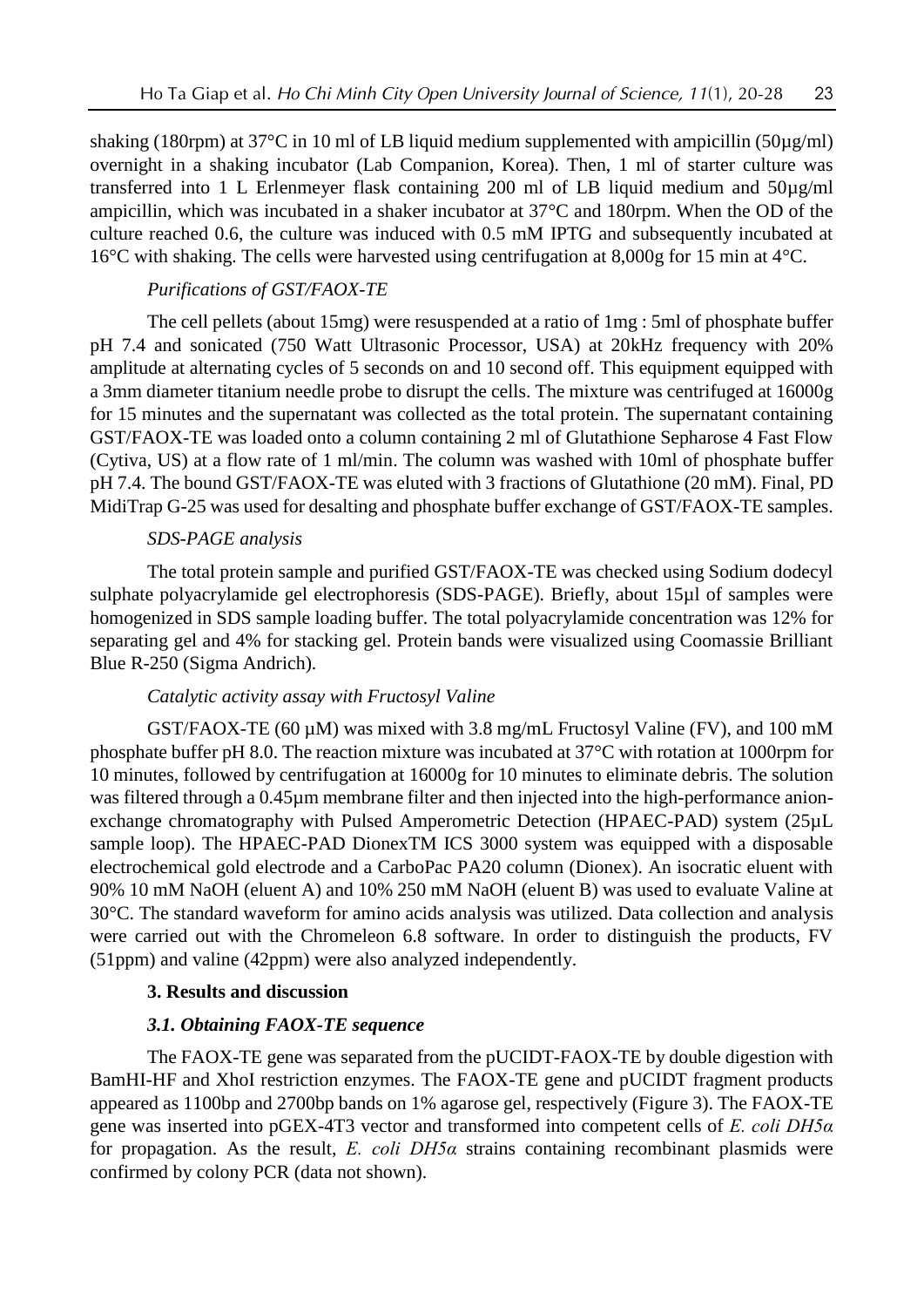shaking (180rpm) at 37°C in 10 ml of LB liquid medium supplemented with ampicillin (50µg/ml) overnight in a shaking incubator (Lab Companion, Korea). Then, 1 ml of starter culture was transferred into 1 L Erlenmeyer flask containing 200 ml of LB liquid medium and 50µg/ml ampicillin, which was incubated in a shaker incubator at 37°C and 180rpm. When the OD of the culture reached 0.6, the culture was induced with 0.5 mM IPTG and subsequently incubated at 16°C with shaking. The cells were harvested using centrifugation at 8,000g for 15 min at 4°C.

*Purifications of GST/FAOX-TE*

The cell pellets (about 15mg) were resuspended at a ratio of 1mg : 5ml of phosphate buffer pH 7.4 and sonicated (750 Watt Ultrasonic Processor, USA) at 20kHz frequency with 20% amplitude at alternating cycles of 5 seconds on and 10 second off. This equipment equipped with a 3mm diameter titanium needle probe to disrupt the cells. The mixture was centrifuged at 16000g for 15 minutes and the supernatant was collected as the total protein. The supernatant containing GST/FAOX-TE was loaded onto a column containing 2 ml of Glutathione Sepharose 4 Fast Flow (Cytiva, US) at a flow rate of 1 ml/min. The column was washed with 10ml of phosphate buffer pH 7.4. The bound GST/FAOX-TE was eluted with 3 fractions of Glutathione (20 mM). Final, PD MidiTrap G-25 was used for desalting and phosphate buffer exchange of GST/FAOX-TE samples.

*SDS-PAGE analysis*

The total protein sample and purified GST/FAOX-TE was checked using Sodium dodecyl sulphate polyacrylamide gel electrophoresis (SDS-PAGE). Briefly, about 15µl of samples were homogenized in SDS sample loading buffer. The total polyacrylamide concentration was 12% for separating gel and 4% for stacking gel. Protein bands were visualized using Coomassie Brilliant Blue R-250 (Sigma Andrich).

*Catalytic activity assay with Fructosyl Valine*

GST/FAOX-TE (60 µM) was mixed with 3.8 mg/mL Fructosyl Valine (FV), and 100 mM phosphate buffer pH 8.0. The reaction mixture was incubated at 37°C with rotation at 1000rpm for 10 minutes, followed by centrifugation at 16000g for 10 minutes to eliminate debris. The solution was filtered through a 0.45µm membrane filter and then injected into the high-performance anion-exchange chromatography with Pulsed Amperometric Detection (HPAEC-PAD) system (25µL sample loop). The HPAEC-PAD DionexTM ICS 3000 system was equipped with a disposable electrochemical gold electrode and a CarboPac PA20 column (Dionex). An isocratic eluent with 90% 10 mM NaOH (eluent A) and 10% 250 mM NaOH (eluent B) was used to evaluate Valine at 30°C. The standard waveform for amino acids analysis was utilized. Data collection and analysis were carried out with the Chromeleon 6.8 software. In order to distinguish the products, FV (51ppm) and valine (42ppm) were also analyzed independently.

## 3. Results and discussion

### *3.1. Obtaining FAOX-TE sequence*

The FAOX-TE gene was separated from the pUCIDT-FAOX-TE by double digestion with BamHI-HF and XhoI restriction enzymes. The FAOX-TE gene and pUCIDT fragment products appeared as 1100bp and 2700bp bands on 1% agarose gel, respectively (Figure 3). The FAOX-TE gene was inserted into pGEX-4T3 vector and transformed into competent cells of *E. coli DH5α* for propagation. As the result, *E. coli DH5α* strains containing recombinant plasmids were confirmed by colony PCR (data not shown).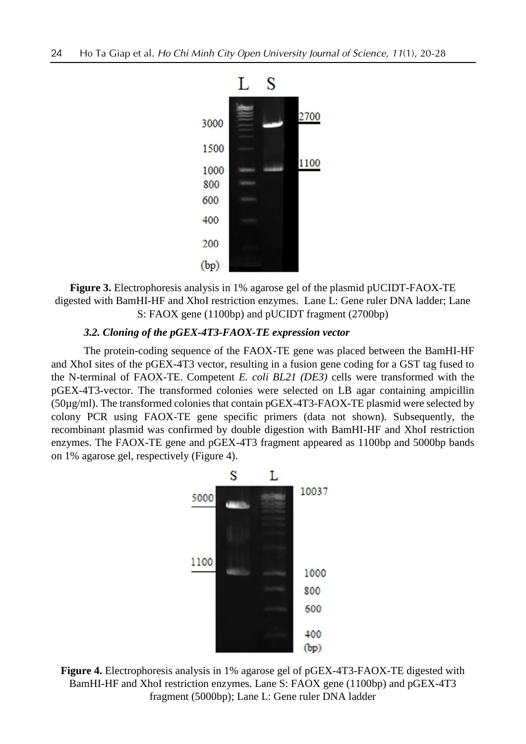**Figure 3.** Electrophoresis analysis in 1% agarose gel of the plasmid pUCIDT-FAOX-TE digested with BamHI-HF and XhoI restriction enzymes. Lane L: Gene ruler DNA ladder; Lane S: FAOX gene (1100bp) and pUCIDT fragment (2700bp)

### *3.2. Cloning of the pGEX-4T3-FAOX-TE expression vector*

The protein-coding sequence of the FAOX-TE gene was placed between the BamHI-HF and XhoI sites of the pGEX-4T3 vector, resulting in a fusion gene coding for a GST tag fused to the N-terminal of FAOX-TE. Competent *E. coli BL21 (DE3)* cells were transformed with the pGEX-4T3-vector. The transformed colonies were selected on LB agar containing ampicillin (50µg/ml). The transformed colonies that contain pGEX-4T3-FAOX-TE plasmid were selected by colony PCR using FAOX-TE gene specific primers (data not shown). Subsequently, the recombinant plasmid was confirmed by double digestion with BamHI-HF and XhoI restriction enzymes. The FAOX-TE gene and pGEX-4T3 fragment appeared as 1100bp and 5000bp bands on 1% agarose gel, respectively (Figure 4).

**Figure 4.** Electrophoresis analysis in 1% agarose gel of pGEX-4T3-FAOX-TE digested with BamHI-HF and XhoI restriction enzymes. Lane S: FAOX gene (1100bp) and pGEX-4T3 fragment (5000bp); Lane L: Gene ruler DNA ladder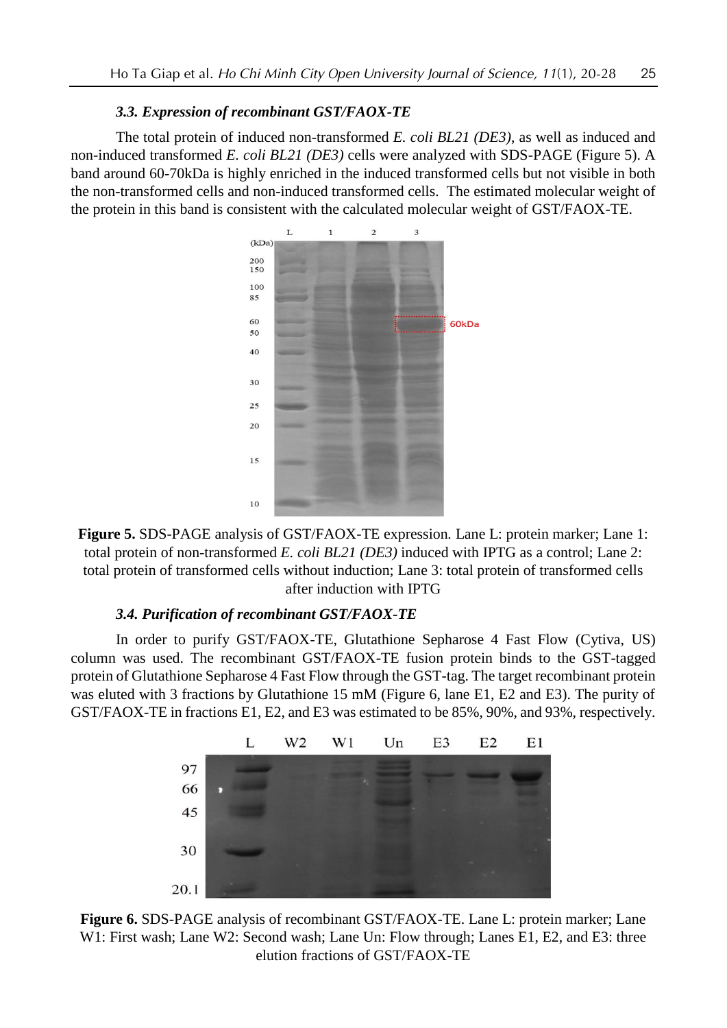### 3.3. Expression of recombinant GST/FAOX-TE

The total protein of induced non-transformed *E. coli BL21 (DE3)*, as well as induced and non-induced transformed *E. coli BL21 (DE3)* cells were analyzed with SDS-PAGE (Figure 5). A band around 60-70kDa is highly enriched in the induced transformed cells but not visible in both the non-transformed cells and non-induced transformed cells. The estimated molecular weight of the protein in this band is consistent with the calculated molecular weight of GST/FAOX-TE.

**Figure 5.** SDS-PAGE analysis of GST/FAOX-TE expression. Lane L: protein marker; Lane 1: total protein of non-transformed *E. coli BL21 (DE3)* induced with IPTG as a control; Lane 2: total protein of transformed cells without induction; Lane 3: total protein of transformed cells after induction with IPTG

### 3.4. Purification of recombinant GST/FAOX-TE

In order to purify GST/FAOX-TE, Glutathione Sepharose 4 Fast Flow (Cytiva, US) column was used. The recombinant GST/FAOX-TE fusion protein binds to the GST-tagged protein of Glutathione Sepharose 4 Fast Flow through the GST-tag. The target recombinant protein was eluted with 3 fractions by Glutathione 15 mM (Figure 6, lane E1, E2 and E3). The purity of GST/FAOX-TE in fractions E1, E2, and E3 was estimated to be 85%, 90%, and 93%, respectively.

**Figure 6.** SDS-PAGE analysis of recombinant GST/FAOX-TE. Lane L: protein marker; Lane W1: First wash; Lane W2: Second wash; Lane Un: Flow through; Lanes E1, E2, and E3: three elution fractions of GST/FAOX-TE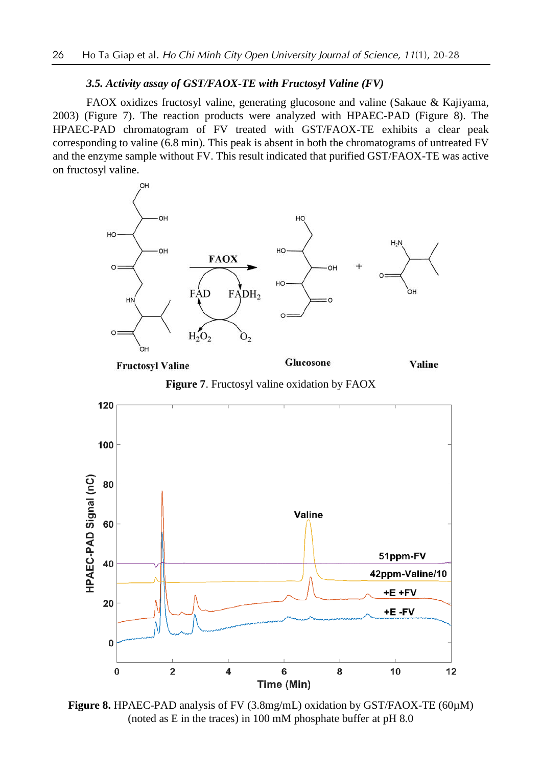### *3.5. Activity assay of GST/FAOX-TE with Fructosyl Valine (FV)*

FAOX oxidizes fructosyl valine, generating glucosone and valine (Sakaue & Kajiyama, 2003) (Figure 7). The reaction products were analyzed with HPAEC-PAD (Figure 8). The HPAEC-PAD chromatogram of FV treated with GST/FAOX-TE exhibits a clear peak corresponding to valine (6.8 min). This peak is absent in both the chromatograms of untreated FV and the enzyme sample without FV. This result indicated that purified GST/FAOX-TE was active on fructosyl valine.

**Figure 7**. Fructosyl valine oxidation by FAOX

**Figure 8.** HPAEC-PAD analysis of FV (3.8mg/mL) oxidation by GST/FAOX-TE (60µM) (noted as E in the traces) in 100 mM phosphate buffer at pH 8.0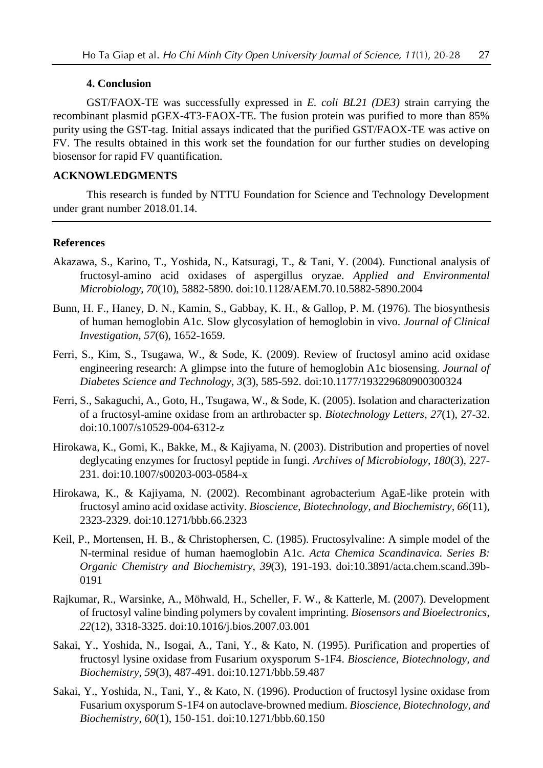### 4. Conclusion

GST/FAOX-TE was successfully expressed in *E. coli BL21 (DE3)* strain carrying the recombinant plasmid pGEX-4T3-FAOX-TE. The fusion protein was purified to more than 85% purity using the GST-tag. Initial assays indicated that the purified GST/FAOX-TE was active on FV. The results obtained in this work set the foundation for our further studies on developing biosensor for rapid FV quantification.

### ACKNOWLEDGMENTS

This research is funded by NTTU Foundation for Science and Technology Development under grant number 2018.01.14.

### References

Akazawa, S., Karino, T., Yoshida, N., Katsuragi, T., & Tani, Y. (2004). Functional analysis of fructosyl-amino acid oxidases of aspergillus oryzae. *Applied and Environmental Microbiology*, *70*(10), 5882-5890. doi:10.1128/AEM.70.10.5882-5890.2004

Bunn, H. F., Haney, D. N., Kamin, S., Gabbay, K. H., & Gallop, P. M. (1976). The biosynthesis of human hemoglobin A1c. Slow glycosylation of hemoglobin in vivo. *Journal of Clinical Investigation*, *57*(6), 1652-1659.

Ferri, S., Kim, S., Tsugawa, W., & Sode, K. (2009). Review of fructosyl amino acid oxidase engineering research: A glimpse into the future of hemoglobin A1c biosensing. *Journal of Diabetes Science and Technology*, *3*(3), 585-592. doi:10.1177/193229680900300324

Ferri, S., Sakaguchi, A., Goto, H., Tsugawa, W., & Sode, K. (2005). Isolation and characterization of a fructosyl-amine oxidase from an arthrobacter sp. *Biotechnology Letters*, *27*(1), 27-32. doi:10.1007/s10529-004-6312-z

Hirokawa, K., Gomi, K., Bakke, M., & Kajiyama, N. (2003). Distribution and properties of novel deglycating enzymes for fructosyl peptide in fungi. *Archives of Microbiology*, *180*(3), 227-231. doi:10.1007/s00203-003-0584-x

Hirokawa, K., & Kajiyama, N. (2002). Recombinant agrobacterium AgaE-like protein with fructosyl amino acid oxidase activity. *Bioscience, Biotechnology, and Biochemistry*, *66*(11), 2323-2329. doi:10.1271/bbb.66.2323

Keil, P., Mortensen, H. B., & Christophersen, C. (1985). Fructosylvaline: A simple model of the N-terminal residue of human haemoglobin A1c. *Acta Chemica Scandinavica. Series B: Organic Chemistry and Biochemistry*, *39*(3), 191-193. doi:10.3891/acta.chem.scand.39b-0191

Rajkumar, R., Warsinke, A., Möhwald, H., Scheller, F. W., & Katterle, M. (2007). Development of fructosyl valine binding polymers by covalent imprinting. *Biosensors and Bioelectronics*, *22*(12), 3318-3325. doi:10.1016/j.bios.2007.03.001

Sakai, Y., Yoshida, N., Isogai, A., Tani, Y., & Kato, N. (1995). Purification and properties of fructosyl lysine oxidase from Fusarium oxysporum S-1F4. *Bioscience, Biotechnology, and Biochemistry*, *59*(3), 487-491. doi:10.1271/bbb.59.487

Sakai, Y., Yoshida, N., Tani, Y., & Kato, N. (1996). Production of fructosyl lysine oxidase from Fusarium oxysporum S-1F4 on autoclave-browned medium. *Bioscience, Biotechnology, and Biochemistry*, *60*(1), 150-151. doi:10.1271/bbb.60.150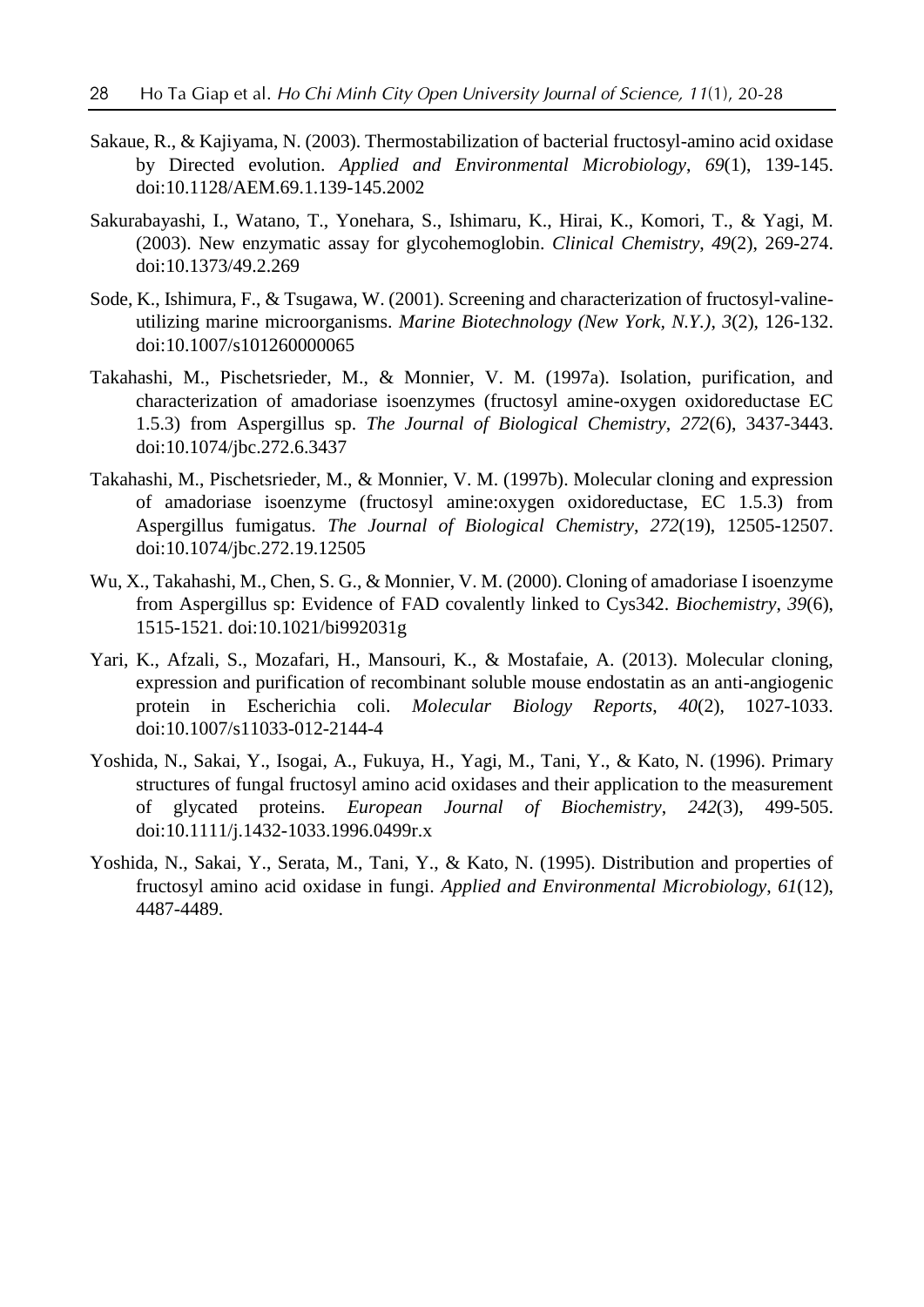Sakaue, R., & Kajiyama, N. (2003). Thermostabilization of bacterial fructosyl-amino acid oxidase by Directed evolution. *Applied and Environmental Microbiology*, *69*(1), 139-145. doi:10.1128/AEM.69.1.139-145.2002

Sakurabayashi, I., Watano, T., Yonehara, S., Ishimaru, K., Hirai, K., Komori, T., & Yagi, M. (2003). New enzymatic assay for glycohemoglobin. *Clinical Chemistry*, *49*(2), 269-274. doi:10.1373/49.2.269

Sode, K., Ishimura, F., & Tsugawa, W. (2001). Screening and characterization of fructosyl-valine-utilizing marine microorganisms. *Marine Biotechnology (New York, N.Y.)*, *3*(2), 126-132. doi:10.1007/s101260000065

Takahashi, M., Pischetsrieder, M., & Monnier, V. M. (1997a). Isolation, purification, and characterization of amadoriase isoenzymes (fructosyl amine-oxygen oxidoreductase EC 1.5.3) from Aspergillus sp. *The Journal of Biological Chemistry*, *272*(6), 3437-3443. doi:10.1074/jbc.272.6.3437

Takahashi, M., Pischetsrieder, M., & Monnier, V. M. (1997b). Molecular cloning and expression of amadoriase isoenzyme (fructosyl amine:oxygen oxidoreductase, EC 1.5.3) from Aspergillus fumigatus. *The Journal of Biological Chemistry*, *272*(19), 12505-12507. doi:10.1074/jbc.272.19.12505

Wu, X., Takahashi, M., Chen, S. G., & Monnier, V. M. (2000). Cloning of amadoriase I isoenzyme from Aspergillus sp: Evidence of FAD covalently linked to Cys342. *Biochemistry*, *39*(6), 1515-1521. doi:10.1021/bi992031g

Yari, K., Afzali, S., Mozafari, H., Mansouri, K., & Mostafaie, A. (2013). Molecular cloning, expression and purification of recombinant soluble mouse endostatin as an anti-angiogenic protein in Escherichia coli. *Molecular Biology Reports*, *40*(2), 1027-1033. doi:10.1007/s11033-012-2144-4

Yoshida, N., Sakai, Y., Isogai, A., Fukuya, H., Yagi, M., Tani, Y., & Kato, N. (1996). Primary structures of fungal fructosyl amino acid oxidases and their application to the measurement of glycated proteins. *European Journal of Biochemistry*, *242*(3), 499-505. doi:10.1111/j.1432-1033.1996.0499r.x

Yoshida, N., Sakai, Y., Serata, M., Tani, Y., & Kato, N. (1995). Distribution and properties of fructosyl amino acid oxidase in fungi. *Applied and Environmental Microbiology*, *61*(12), 4487-4489.